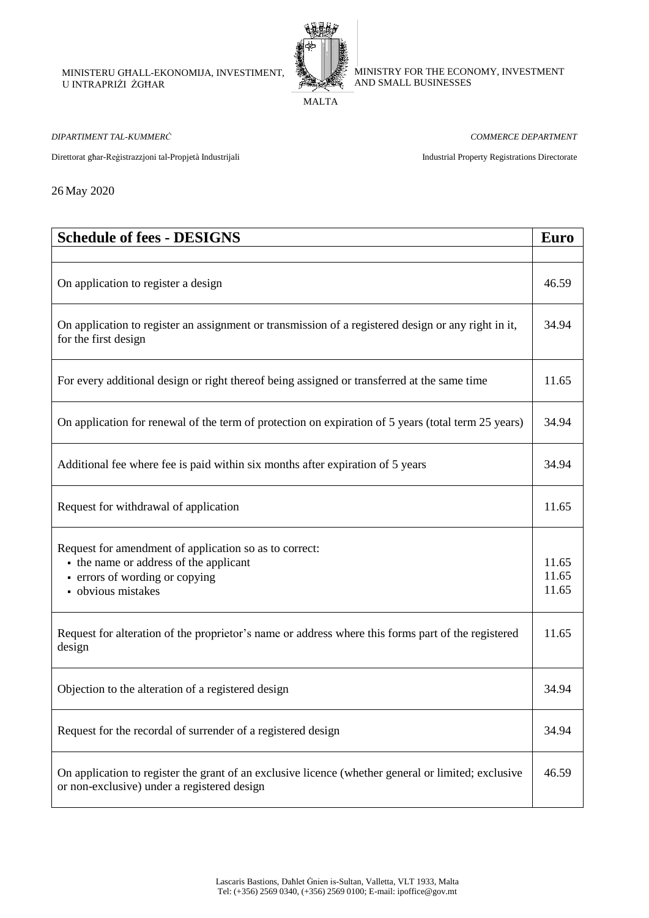MINISTERU GĦALL-EKONOMIJA, INVESTIMENT, U INTRAPRIŻI ŻGĦAR

MINISTRY FOR THE ECONOMY, INVESTMENT AND SMALL BUSINESSES

MALTA

*DIPARTIMENT TAL-KUMMERĊ*

*COMMERCE DEPARTMENT*

Direttorat għar-Reġistrazzjoni tal-Propjetà Industrijali

Industrial Property Registrations Directorate

26 May 2020

| **Schedule of fees - DESIGNS** | **Euro** |
|---|---|
| | |
| On application to register a design | 46.59 |
| On application to register an assignment or transmission of a registered design or any right in it, for the first design | 34.94 |
| For every additional design or right thereof being assigned or transferred at the same time | 11.65 |
| On application for renewal of the term of protection on expiration of 5 years (total term 25 years) | 34.94 |
| Additional fee where fee is paid within six months after expiration of 5 years | 34.94 |
| Request for withdrawal of application | 11.65 |
| Request for amendment of application so as to correct:<br>▪ the name or address of the applicant<br>▪ errors of wording or copying<br>▪ obvious mistakes | <br>11.65<br>11.65<br>11.65 |
| Request for alteration of the proprietor's name or address where this forms part of the registered design | 11.65 |
| Objection to the alteration of a registered design | 34.94 |
| Request for the recordal of surrender of a registered design | 34.94 |
| On application to register the grant of an exclusive licence (whether general or limited; exclusive or non-exclusive) under a registered design | 46.59 |

Lascaris Bastions, Daħlet Ġnien is-Sultan, Valletta, VLT 1933, Malta
Tel: (+356) 2569 0340, (+356) 2569 0100; E-mail: ipoffice@gov.mt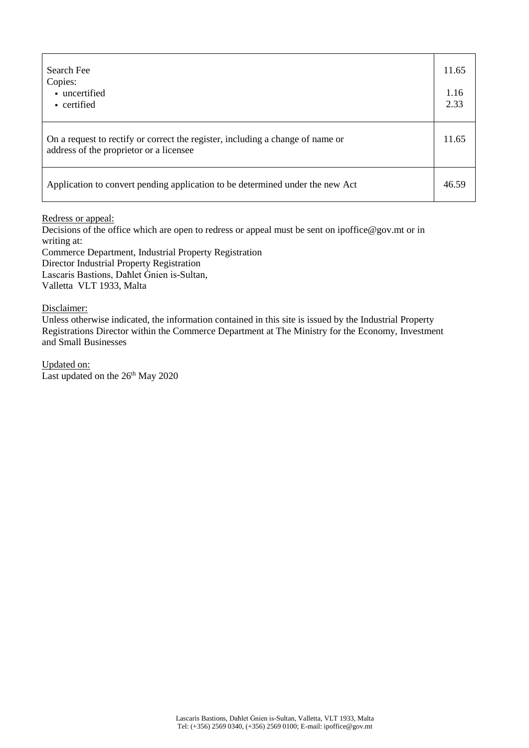| | |
|---|---|
| Search Fee<br>Copies:<br>▪ uncertified<br>▪ certified | 11.65<br><br>1.16<br>2.33 |
| On a request to rectify or correct the register, including a change of name or address of the proprietor or a licensee | 11.65 |
| Application to convert pending application to be determined under the new Act | 46.59 |

Redress or appeal:
Decisions of the office which are open to redress or appeal must be sent on ipoffice@gov.mt or in writing at:
Commerce Department, Industrial Property Registration
Director Industrial Property Registration
Lascaris Bastions, Daħlet Ġnien is-Sultan,
Valletta VLT 1933, Malta

Disclaimer:
Unless otherwise indicated, the information contained in this site is issued by the Industrial Property Registrations Director within the Commerce Department at The Ministry for the Economy, Investment and Small Businesses

Updated on:
Last updated on the 26th May 2020